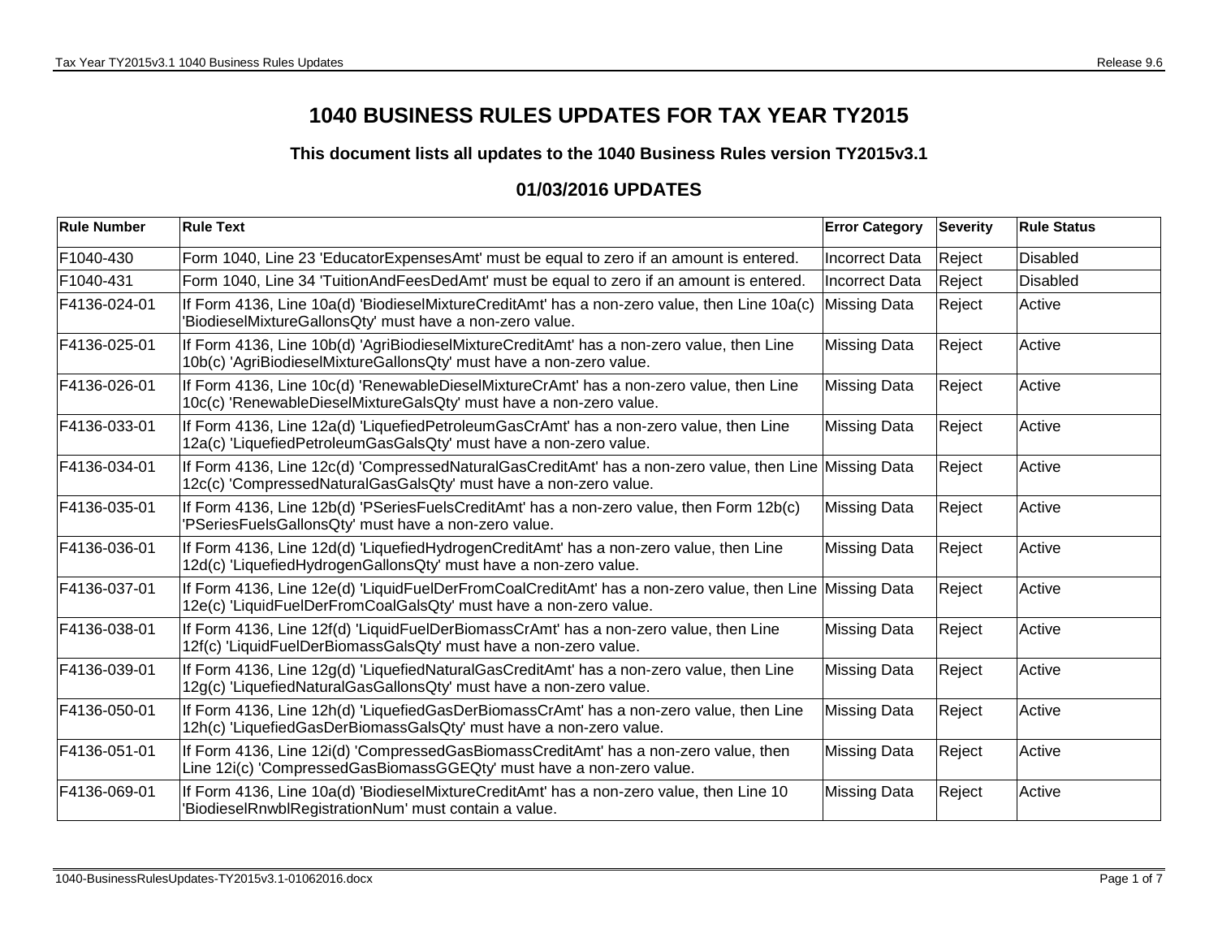# 1040 BUSINESS RULES UPDATES FOR TAX YEAR TY2015

### This document lists all updates to the 1040 Business Rules version TY2015v3.1

## 01/03/2016 UPDATES

| Rule Number | Rule Text | Error Category | Severity | Rule Status |
|---|---|---|---|---|
| F1040-430 | Form 1040, Line 23 'EducatorExpensesAmt' must be equal to zero if an amount is entered. | Incorrect Data | Reject | Disabled |
| F1040-431 | Form 1040, Line 34 'TuitionAndFeesDedAmt' must be equal to zero if an amount is entered. | Incorrect Data | Reject | Disabled |
| F4136-024-01 | If Form 4136, Line 10a(d) 'BiodieselMixtureCreditAmt' has a non-zero value, then Line 10a(c) 'BiodieselMixtureGallonsQty' must have a non-zero value. | Missing Data | Reject | Active |
| F4136-025-01 | If Form 4136, Line 10b(d) 'AgriBiodieselMixtureCreditAmt' has a non-zero value, then Line 10b(c) 'AgriBiodieselMixtureGallonsQty' must have a non-zero value. | Missing Data | Reject | Active |
| F4136-026-01 | If Form 4136, Line 10c(d) 'RenewableDieselMixtureCrAmt' has a non-zero value, then Line 10c(c) 'RenewableDieselMixtureGalsQty' must have a non-zero value. | Missing Data | Reject | Active |
| F4136-033-01 | If Form 4136, Line 12a(d) 'LiquefiedPetroleumGasCrAmt' has a non-zero value, then Line 12a(c) 'LiquefiedPetroleumGasGalsQty' must have a non-zero value. | Missing Data | Reject | Active |
| F4136-034-01 | If Form 4136, Line 12c(d) 'CompressedNaturalGasCreditAmt' has a non-zero value, then Line 12c(c) 'CompressedNaturalGasGalsQty' must have a non-zero value. | Missing Data | Reject | Active |
| F4136-035-01 | If Form 4136, Line 12b(d) 'PSeriesFuelsCreditAmt' has a non-zero value, then Form 12b(c) 'PSeriesFuelsGallonsQty' must have a non-zero value. | Missing Data | Reject | Active |
| F4136-036-01 | If Form 4136, Line 12d(d) 'LiquefiedHydrogenCreditAmt' has a non-zero value, then Line 12d(c) 'LiquefiedHydrogenGallonsQty' must have a non-zero value. | Missing Data | Reject | Active |
| F4136-037-01 | If Form 4136, Line 12e(d) 'LiquidFuelDerFromCoalCreditAmt' has a non-zero value, then Line 12e(c) 'LiquidFuelDerFromCoalGalsQty' must have a non-zero value. | Missing Data | Reject | Active |
| F4136-038-01 | If Form 4136, Line 12f(d) 'LiquidFuelDerBiomassCrAmt' has a non-zero value, then Line 12f(c) 'LiquidFuelDerBiomassGalsQty' must have a non-zero value. | Missing Data | Reject | Active |
| F4136-039-01 | If Form 4136, Line 12g(d) 'LiquefiedNaturalGasCreditAmt' has a non-zero value, then Line 12g(c) 'LiquefiedNaturalGasGallonsQty' must have a non-zero value. | Missing Data | Reject | Active |
| F4136-050-01 | If Form 4136, Line 12h(d) 'LiquefiedGasDerBiomassCrAmt' has a non-zero value, then Line 12h(c) 'LiquefiedGasDerBiomassGalsQty' must have a non-zero value. | Missing Data | Reject | Active |
| F4136-051-01 | If Form 4136, Line 12i(d) 'CompressedGasBiomassCreditAmt' has a non-zero value, then Line 12i(c) 'CompressedGasBiomassGGEQty' must have a non-zero value. | Missing Data | Reject | Active |
| F4136-069-01 | If Form 4136, Line 10a(d) 'BiodieselMixtureCreditAmt' has a non-zero value, then Line 10 'BiodieselRnwblRegistrationNum' must contain a value. | Missing Data | Reject | Active |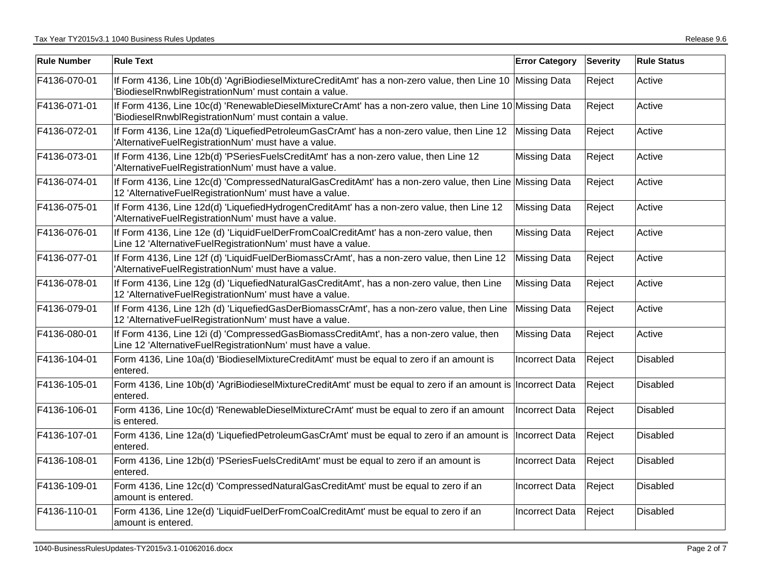| Rule Number | Rule Text | Error Category | Severity | Rule Status |
|---|---|---|---|---|
| F4136-070-01 | If Form 4136, Line 10b(d) 'AgriBiodieselMixtureCreditAmt' has a non-zero value, then Line 10 'BiodieselRnwblRegistrationNum' must contain a value. | Missing Data | Reject | Active |
| F4136-071-01 | If Form 4136, Line 10c(d) 'RenewableDieselMixtureCrAmt' has a non-zero value, then Line 10 'BiodieselRnwblRegistrationNum' must contain a value. | Missing Data | Reject | Active |
| F4136-072-01 | If Form 4136, Line 12a(d) 'LiquefiedPetroleumGasCrAmt' has a non-zero value, then Line 12 'AlternativeFuelRegistrationNum' must have a value. | Missing Data | Reject | Active |
| F4136-073-01 | If Form 4136, Line 12b(d) 'PSeriesFuelsCreditAmt' has a non-zero value, then Line 12 'AlternativeFuelRegistrationNum' must have a value. | Missing Data | Reject | Active |
| F4136-074-01 | If Form 4136, Line 12c(d) 'CompressedNaturalGasCreditAmt' has a non-zero value, then Line 12 'AlternativeFuelRegistrationNum' must have a value. | Missing Data | Reject | Active |
| F4136-075-01 | If Form 4136, Line 12d(d) 'LiquefiedHydrogenCreditAmt' has a non-zero value, then Line 12 'AlternativeFuelRegistrationNum' must have a value. | Missing Data | Reject | Active |
| F4136-076-01 | If Form 4136, Line 12e (d) 'LiquidFuelDerFromCoalCreditAmt' has a non-zero value, then Line 12 'AlternativeFuelRegistrationNum' must have a value. | Missing Data | Reject | Active |
| F4136-077-01 | If Form 4136, Line 12f (d) 'LiquidFuelDerBiomassCrAmt', has a non-zero value, then Line 12 'AlternativeFuelRegistrationNum' must have a value. | Missing Data | Reject | Active |
| F4136-078-01 | If Form 4136, Line 12g (d) 'LiquefiedNaturalGasCreditAmt', has a non-zero value, then Line 12 'AlternativeFuelRegistrationNum' must have a value. | Missing Data | Reject | Active |
| F4136-079-01 | If Form 4136, Line 12h (d) 'LiquefiedGasDerBiomassCrAmt', has a non-zero value, then Line 12 'AlternativeFuelRegistrationNum' must have a value. | Missing Data | Reject | Active |
| F4136-080-01 | If Form 4136, Line 12i (d) 'CompressedGasBiomassCreditAmt', has a non-zero value, then Line 12 'AlternativeFuelRegistrationNum' must have a value. | Missing Data | Reject | Active |
| F4136-104-01 | Form 4136, Line 10a(d) 'BiodieselMixtureCreditAmt' must be equal to zero if an amount is entered. | Incorrect Data | Reject | Disabled |
| F4136-105-01 | Form 4136, Line 10b(d) 'AgriBiodieselMixtureCreditAmt' must be equal to zero if an amount is entered. | Incorrect Data | Reject | Disabled |
| F4136-106-01 | Form 4136, Line 10c(d) 'RenewableDieselMixtureCrAmt' must be equal to zero if an amount is entered. | Incorrect Data | Reject | Disabled |
| F4136-107-01 | Form 4136, Line 12a(d) 'LiquefiedPetroleumGasCrAmt' must be equal to zero if an amount is entered. | Incorrect Data | Reject | Disabled |
| F4136-108-01 | Form 4136, Line 12b(d) 'PSeriesFuelsCreditAmt' must be equal to zero if an amount is entered. | Incorrect Data | Reject | Disabled |
| F4136-109-01 | Form 4136, Line 12c(d) 'CompressedNaturalGasCreditAmt' must be equal to zero if an amount is entered. | Incorrect Data | Reject | Disabled |
| F4136-110-01 | Form 4136, Line 12e(d) 'LiquidFuelDerFromCoalCreditAmt' must be equal to zero if an amount is entered. | Incorrect Data | Reject | Disabled |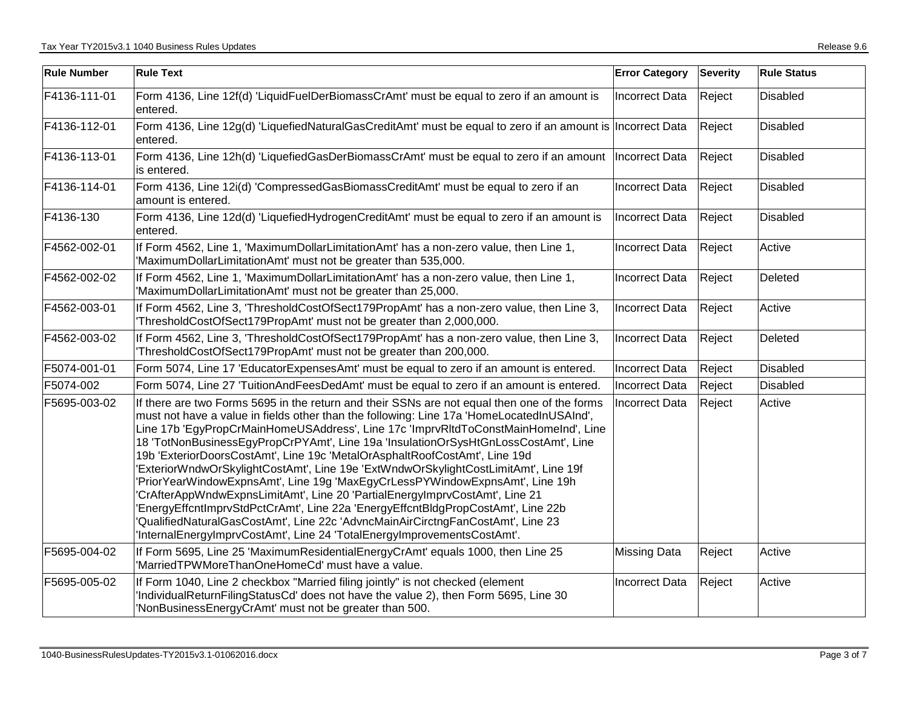| Rule Number | Rule Text | Error Category | Severity | Rule Status |
|---|---|---|---|---|
| F4136-111-01 | Form 4136, Line 12f(d) 'LiquidFuelDerBiomassCrAmt' must be equal to zero if an amount is entered. | Incorrect Data | Reject | Disabled |
| F4136-112-01 | Form 4136, Line 12g(d) 'LiquefiedNaturalGasCreditAmt' must be equal to zero if an amount is entered. | Incorrect Data | Reject | Disabled |
| F4136-113-01 | Form 4136, Line 12h(d) 'LiquefiedGasDerBiomassCrAmt' must be equal to zero if an amount is entered. | Incorrect Data | Reject | Disabled |
| F4136-114-01 | Form 4136, Line 12i(d) 'CompressedGasBiomassCreditAmt' must be equal to zero if an amount is entered. | Incorrect Data | Reject | Disabled |
| F4136-130 | Form 4136, Line 12d(d) 'LiquefiedHydrogenCreditAmt' must be equal to zero if an amount is entered. | Incorrect Data | Reject | Disabled |
| F4562-002-01 | If Form 4562, Line 1, 'MaximumDollarLimitationAmt' has a non-zero value, then Line 1, 'MaximumDollarLimitationAmt' must not be greater than 535,000. | Incorrect Data | Reject | Active |
| F4562-002-02 | If Form 4562, Line 1, 'MaximumDollarLimitationAmt' has a non-zero value, then Line 1, 'MaximumDollarLimitationAmt' must not be greater than 25,000. | Incorrect Data | Reject | Deleted |
| F4562-003-01 | If Form 4562, Line 3, 'ThresholdCostOfSect179PropAmt' has a non-zero value, then Line 3, 'ThresholdCostOfSect179PropAmt' must not be greater than 2,000,000. | Incorrect Data | Reject | Active |
| F4562-003-02 | If Form 4562, Line 3, 'ThresholdCostOfSect179PropAmt' has a non-zero value, then Line 3, 'ThresholdCostOfSect179PropAmt' must not be greater than 200,000. | Incorrect Data | Reject | Deleted |
| F5074-001-01 | Form 5074, Line 17 'EducatorExpensesAmt' must be equal to zero if an amount is entered. | Incorrect Data | Reject | Disabled |
| F5074-002 | Form 5074, Line 27 'TuitionAndFeesDedAmt' must be equal to zero if an amount is entered. | Incorrect Data | Reject | Disabled |
| F5695-003-02 | If there are two Forms 5695 in the return and their SSNs are not equal then one of the forms must not have a value in fields other than the following: Line 17a 'HomeLocatedInUSAInd', Line 17b 'EgyPropCrMainHomeUSAddress', Line 17c 'ImprvRltdToConstMainHomeInd', Line 18 'TotNonBusinessEgyPropCrPYAmt', Line 19a 'InsulationOrSysHtGnLossCostAmt', Line 19b 'ExteriorDoorsCostAmt', Line 19c 'MetalOrAsphaltRoofCostAmt', Line 19d 'ExteriorWndwOrSkylightCostAmt', Line 19e 'ExtWndwOrSkylightCostLimitAmt', Line 19f 'PriorYearWindowExpnsAmt', Line 19g 'MaxEgyCrLessPYWindowExpnsAmt', Line 19h 'CrAfterAppWndwExpnsLimitAmt', Line 20 'PartialEnergyImprvCostAmt', Line 21 'EnergyEffcntImprvStdPctCrAmt', Line 22a 'EnergyEffcntBldgPropCostAmt', Line 22b 'QualifiedNaturalGasCostAmt', Line 22c 'AdvncMainAirCirctngFanCostAmt', Line 23 'InternalEnergyImprvCostAmt', Line 24 'TotalEnergyImprovementsCostAmt'. | Incorrect Data | Reject | Active |
| F5695-004-02 | If Form 5695, Line 25 'MaximumResidentialEnergyCrAmt' equals 1000, then Line 25 'MarriedTPWMoreThanOneHomeCd' must have a value. | Missing Data | Reject | Active |
| F5695-005-02 | If Form 1040, Line 2 checkbox "Married filing jointly" is not checked (element 'IndividualReturnFilingStatusCd' does not have the value 2), then Form 5695, Line 30 'NonBusinessEnergyCrAmt' must not be greater than 500. | Incorrect Data | Reject | Active |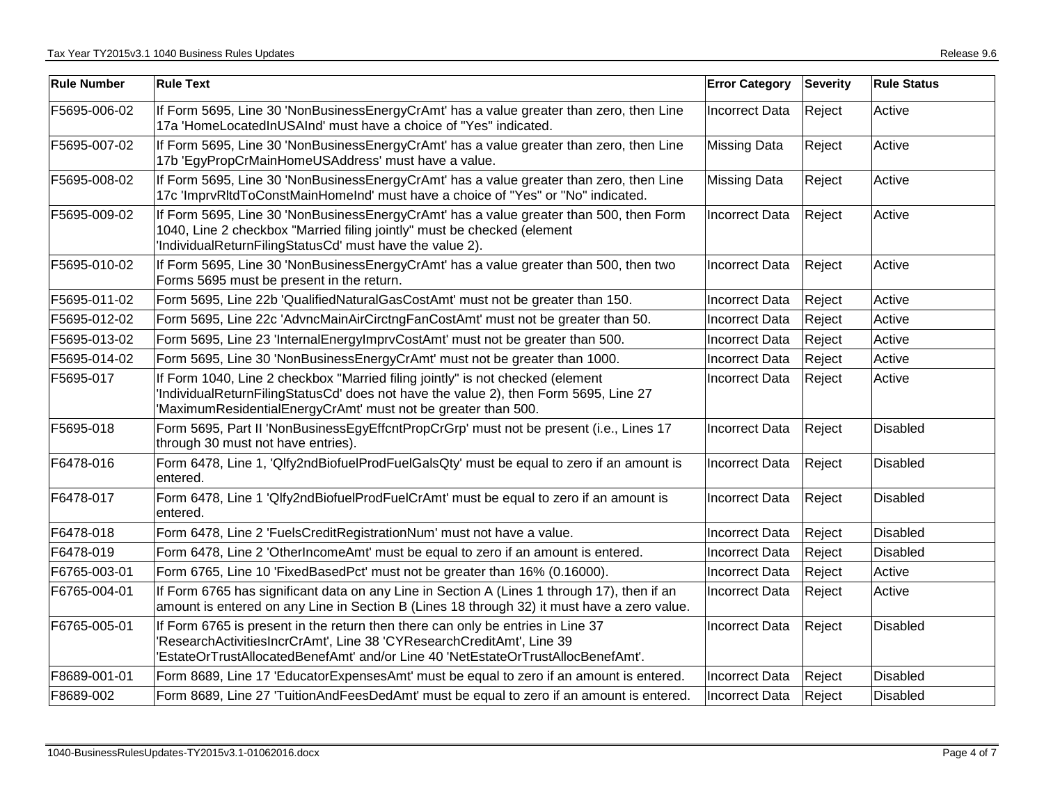| Rule Number | Rule Text | Error Category | Severity | Rule Status |
|---|---|---|---|---|
| F5695-006-02 | If Form 5695, Line 30 'NonBusinessEnergyCrAmt' has a value greater than zero, then Line 17a 'HomeLocatedInUSAInd' must have a choice of "Yes" indicated. | Incorrect Data | Reject | Active |
| F5695-007-02 | If Form 5695, Line 30 'NonBusinessEnergyCrAmt' has a value greater than zero, then Line 17b 'EgyPropCrMainHomeUSAddress' must have a value. | Missing Data | Reject | Active |
| F5695-008-02 | If Form 5695, Line 30 'NonBusinessEnergyCrAmt' has a value greater than zero, then Line 17c 'ImprvRltdToConstMainHomeInd' must have a choice of "Yes" or "No" indicated. | Missing Data | Reject | Active |
| F5695-009-02 | If Form 5695, Line 30 'NonBusinessEnergyCrAmt' has a value greater than 500, then Form 1040, Line 2 checkbox "Married filing jointly" must be checked (element 'IndividualReturnFilingStatusCd' must have the value 2). | Incorrect Data | Reject | Active |
| F5695-010-02 | If Form 5695, Line 30 'NonBusinessEnergyCrAmt' has a value greater than 500, then two Forms 5695 must be present in the return. | Incorrect Data | Reject | Active |
| F5695-011-02 | Form 5695, Line 22b 'QualifiedNaturalGasCostAmt' must not be greater than 150. | Incorrect Data | Reject | Active |
| F5695-012-02 | Form 5695, Line 22c 'AdvncMainAirCirctngFanCostAmt' must not be greater than 50. | Incorrect Data | Reject | Active |
| F5695-013-02 | Form 5695, Line 23 'InternalEnergyImprvCostAmt' must not be greater than 500. | Incorrect Data | Reject | Active |
| F5695-014-02 | Form 5695, Line 30 'NonBusinessEnergyCrAmt' must not be greater than 1000. | Incorrect Data | Reject | Active |
| F5695-017 | If Form 1040, Line 2 checkbox "Married filing jointly" is not checked (element 'IndividualReturnFilingStatusCd' does not have the value 2), then Form 5695, Line 27 'MaximumResidentialEnergyCrAmt' must not be greater than 500. | Incorrect Data | Reject | Active |
| F5695-018 | Form 5695, Part II 'NonBusinessEgyEffcntPropCrGrp' must not be present (i.e., Lines 17 through 30 must not have entries). | Incorrect Data | Reject | Disabled |
| F6478-016 | Form 6478, Line 1, 'Qlfy2ndBiofuelProdFuelGalsQty' must be equal to zero if an amount is entered. | Incorrect Data | Reject | Disabled |
| F6478-017 | Form 6478, Line 1 'Qlfy2ndBiofuelProdFuelCrAmt' must be equal to zero if an amount is entered. | Incorrect Data | Reject | Disabled |
| F6478-018 | Form 6478, Line 2 'FuelsCreditRegistrationNum' must not have a value. | Incorrect Data | Reject | Disabled |
| F6478-019 | Form 6478, Line 2 'OtherIncomeAmt' must be equal to zero if an amount is entered. | Incorrect Data | Reject | Disabled |
| F6765-003-01 | Form 6765, Line 10 'FixedBasedPct' must not be greater than 16% (0.16000). | Incorrect Data | Reject | Active |
| F6765-004-01 | If Form 6765 has significant data on any Line in Section A (Lines 1 through 17), then if an amount is entered on any Line in Section B (Lines 18 through 32) it must have a zero value. | Incorrect Data | Reject | Active |
| F6765-005-01 | If Form 6765 is present in the return then there can only be entries in Line 37 'ResearchActivitiesIncrCrAmt', Line 38 'CYResearchCreditAmt', Line 39 'EstateOrTrustAllocatedBenefAmt' and/or Line 40 'NetEstateOrTrustAllocBenefAmt'. | Incorrect Data | Reject | Disabled |
| F8689-001-01 | Form 8689, Line 17 'EducatorExpensesAmt' must be equal to zero if an amount is entered. | Incorrect Data | Reject | Disabled |
| F8689-002 | Form 8689, Line 27 'TuitionAndFeesDedAmt' must be equal to zero if an amount is entered. | Incorrect Data | Reject | Disabled |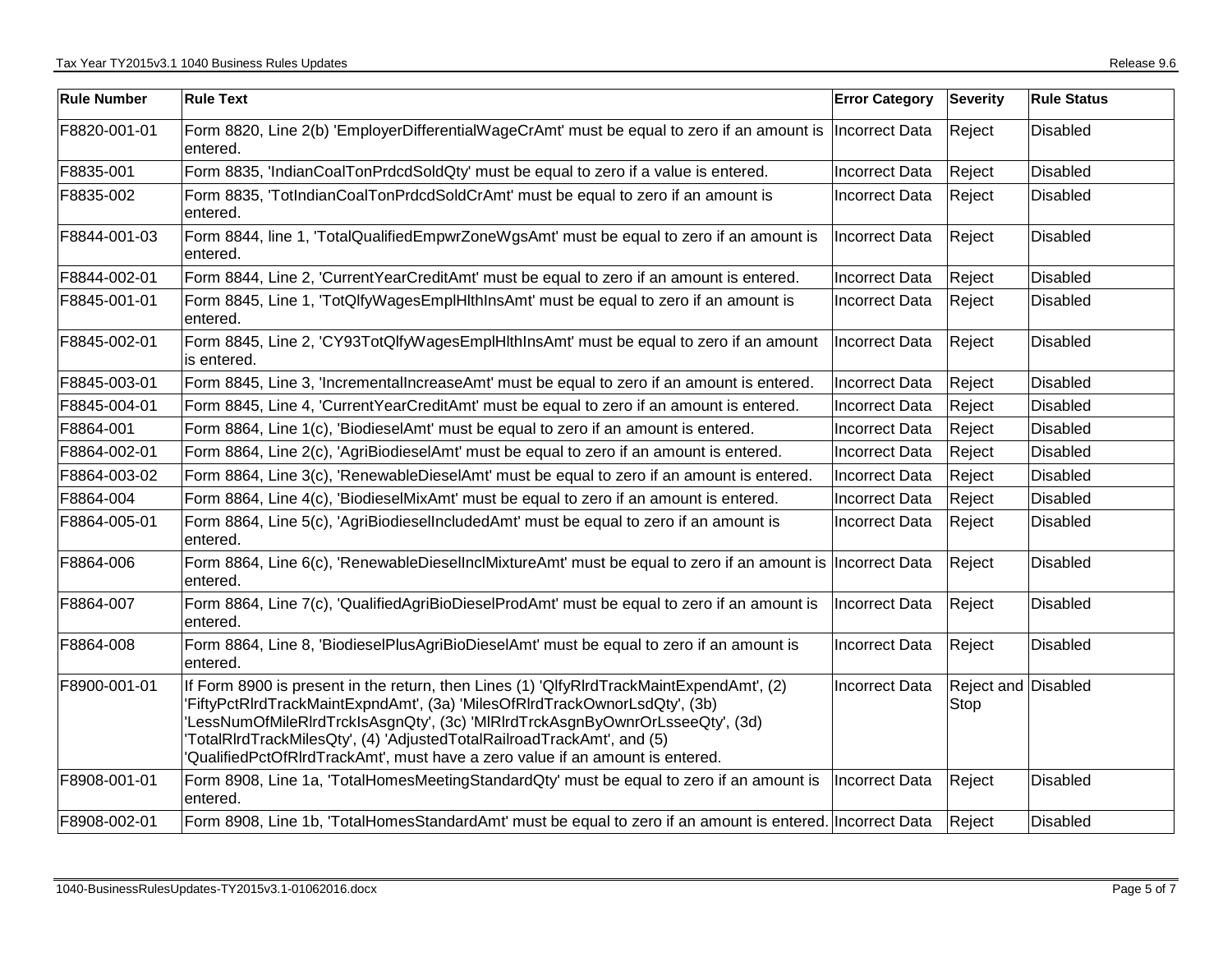| Rule Number | Rule Text | Error Category | Severity | Rule Status |
|---|---|---|---|---|
| F8820-001-01 | Form 8820, Line 2(b) 'EmployerDifferentialWageCrAmt' must be equal to zero if an amount is entered. | Incorrect Data | Reject | Disabled |
| F8835-001 | Form 8835, 'IndianCoalTonPrdcdSoldQty' must be equal to zero if a value is entered. | Incorrect Data | Reject | Disabled |
| F8835-002 | Form 8835, 'TotIndianCoalTonPrdcdSoldCrAmt' must be equal to zero if an amount is entered. | Incorrect Data | Reject | Disabled |
| F8844-001-03 | Form 8844, line 1, 'TotalQualifiedEmpwrZoneWgsAmt' must be equal to zero if an amount is entered. | Incorrect Data | Reject | Disabled |
| F8844-002-01 | Form 8844, Line 2, 'CurrentYearCreditAmt' must be equal to zero if an amount is entered. | Incorrect Data | Reject | Disabled |
| F8845-001-01 | Form 8845, Line 1, 'TotQlfyWagesEmplHlthInsAmt' must be equal to zero if an amount is entered. | Incorrect Data | Reject | Disabled |
| F8845-002-01 | Form 8845, Line 2, 'CY93TotQlfyWagesEmplHlthInsAmt' must be equal to zero if an amount is entered. | Incorrect Data | Reject | Disabled |
| F8845-003-01 | Form 8845, Line 3, 'IncrementalIncreaseAmt' must be equal to zero if an amount is entered. | Incorrect Data | Reject | Disabled |
| F8845-004-01 | Form 8845, Line 4, 'CurrentYearCreditAmt' must be equal to zero if an amount is entered. | Incorrect Data | Reject | Disabled |
| F8864-001 | Form 8864, Line 1(c), 'BiodieselAmt' must be equal to zero if an amount is entered. | Incorrect Data | Reject | Disabled |
| F8864-002-01 | Form 8864, Line 2(c), 'AgriBiodieselAmt' must be equal to zero if an amount is entered. | Incorrect Data | Reject | Disabled |
| F8864-003-02 | Form 8864, Line 3(c), 'RenewableDieselAmt' must be equal to zero if an amount is entered. | Incorrect Data | Reject | Disabled |
| F8864-004 | Form 8864, Line 4(c), 'BiodieselMixAmt' must be equal to zero if an amount is entered. | Incorrect Data | Reject | Disabled |
| F8864-005-01 | Form 8864, Line 5(c), 'AgriBiodieselIncludedAmt' must be equal to zero if an amount is entered. | Incorrect Data | Reject | Disabled |
| F8864-006 | Form 8864, Line 6(c), 'RenewableDieselInclMixtureAmt' must be equal to zero if an amount is entered. | Incorrect Data | Reject | Disabled |
| F8864-007 | Form 8864, Line 7(c), 'QualifiedAgriBioDieselProdAmt' must be equal to zero if an amount is entered. | Incorrect Data | Reject | Disabled |
| F8864-008 | Form 8864, Line 8, 'BiodieselPlusAgriBioDieselAmt' must be equal to zero if an amount is entered. | Incorrect Data | Reject | Disabled |
| F8900-001-01 | If Form 8900 is present in the return, then Lines (1) 'QlfyRlrdTrackMaintExpendAmt', (2) 'FiftyPctRlrdTrackMaintExpndAmt', (3a) 'MilesOfRlrdTrackOwnorLsdQty', (3b) 'LessNumOfMileRlrdTrckIsAsgnQty', (3c) 'MlRlrdTrckAsgnByOwnrOrLsseeQty', (3d) 'TotalRlrdTrackMilesQty', (4) 'AdjustedTotalRailroadTrackAmt', and (5) 'QualifiedPctOfRlrdTrackAmt', must have a zero value if an amount is entered. | Incorrect Data | Reject and Stop | Disabled |
| F8908-001-01 | Form 8908, Line 1a, 'TotalHomesMeetingStandardQty' must be equal to zero if an amount is entered. | Incorrect Data | Reject | Disabled |
| F8908-002-01 | Form 8908, Line 1b, 'TotalHomesStandardAmt' must be equal to zero if an amount is entered. | Incorrect Data | Reject | Disabled |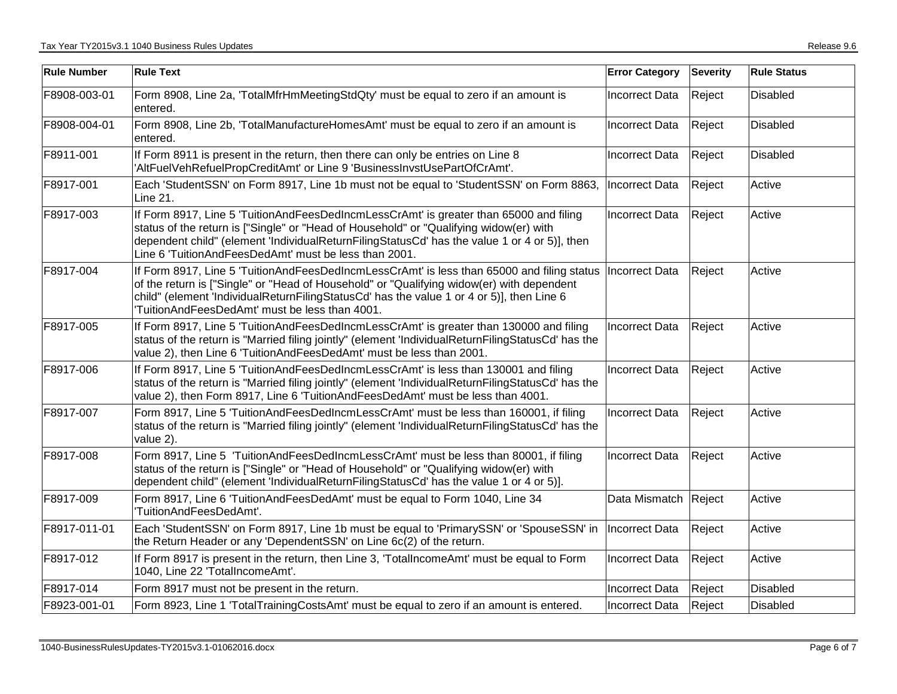| Rule Number | Rule Text | Error Category | Severity | Rule Status |
|---|---|---|---|---|
| F8908-003-01 | Form 8908, Line 2a, 'TotalMfrHmMeetingStdQty' must be equal to zero if an amount is entered. | Incorrect Data | Reject | Disabled |
| F8908-004-01 | Form 8908, Line 2b, 'TotalManufactureHomesAmt' must be equal to zero if an amount is entered. | Incorrect Data | Reject | Disabled |
| F8911-001 | If Form 8911 is present in the return, then there can only be entries on Line 8 'AltFuelVehRefuelPropCreditAmt' or Line 9 'BusinessInvstUsePartOfCrAmt'. | Incorrect Data | Reject | Disabled |
| F8917-001 | Each 'StudentSSN' on Form 8917, Line 1b must not be equal to 'StudentSSN' on Form 8863, Line 21. | Incorrect Data | Reject | Active |
| F8917-003 | If Form 8917, Line 5 'TuitionAndFeesDedIncmLessCrAmt' is greater than 65000 and filing status of the return is ["Single" or "Head of Household" or "Qualifying widow(er) with dependent child" (element 'IndividualReturnFilingStatusCd' has the value 1 or 4 or 5)], then Line 6 'TuitionAndFeesDedAmt' must be less than 2001. | Incorrect Data | Reject | Active |
| F8917-004 | If Form 8917, Line 5 'TuitionAndFeesDedIncmLessCrAmt' is less than 65000 and filing status of the return is ["Single" or "Head of Household" or "Qualifying widow(er) with dependent child" (element 'IndividualReturnFilingStatusCd' has the value 1 or 4 or 5)], then Line 6 'TuitionAndFeesDedAmt' must be less than 4001. | Incorrect Data | Reject | Active |
| F8917-005 | If Form 8917, Line 5 'TuitionAndFeesDedIncmLessCrAmt' is greater than 130000 and filing status of the return is "Married filing jointly" (element 'IndividualReturnFilingStatusCd' has the value 2), then Line 6 'TuitionAndFeesDedAmt' must be less than 2001. | Incorrect Data | Reject | Active |
| F8917-006 | If Form 8917, Line 5 'TuitionAndFeesDedIncmLessCrAmt' is less than 130001 and filing status of the return is "Married filing jointly" (element 'IndividualReturnFilingStatusCd' has the value 2), then Form 8917, Line 6 'TuitionAndFeesDedAmt' must be less than 4001. | Incorrect Data | Reject | Active |
| F8917-007 | Form 8917, Line 5 'TuitionAndFeesDedIncmLessCrAmt' must be less than 160001, if filing status of the return is "Married filing jointly" (element 'IndividualReturnFilingStatusCd' has the value 2). | Incorrect Data | Reject | Active |
| F8917-008 | Form 8917, Line 5 'TuitionAndFeesDedIncmLessCrAmt' must be less than 80001, if filing status of the return is ["Single" or "Head of Household" or "Qualifying widow(er) with dependent child" (element 'IndividualReturnFilingStatusCd' has the value 1 or 4 or 5)]. | Incorrect Data | Reject | Active |
| F8917-009 | Form 8917, Line 6 'TuitionAndFeesDedAmt' must be equal to Form 1040, Line 34 'TuitionAndFeesDedAmt'. | Data Mismatch | Reject | Active |
| F8917-011-01 | Each 'StudentSSN' on Form 8917, Line 1b must be equal to 'PrimarySSN' or 'SpouseSSN' in the Return Header or any 'DependentSSN' on Line 6c(2) of the return. | Incorrect Data | Reject | Active |
| F8917-012 | If Form 8917 is present in the return, then Line 3, 'TotalIncomeAmt' must be equal to Form 1040, Line 22 'TotalIncomeAmt'. | Incorrect Data | Reject | Active |
| F8917-014 | Form 8917 must not be present in the return. | Incorrect Data | Reject | Disabled |
| F8923-001-01 | Form 8923, Line 1 'TotalTrainingCostsAmt' must be equal to zero if an amount is entered. | Incorrect Data | Reject | Disabled |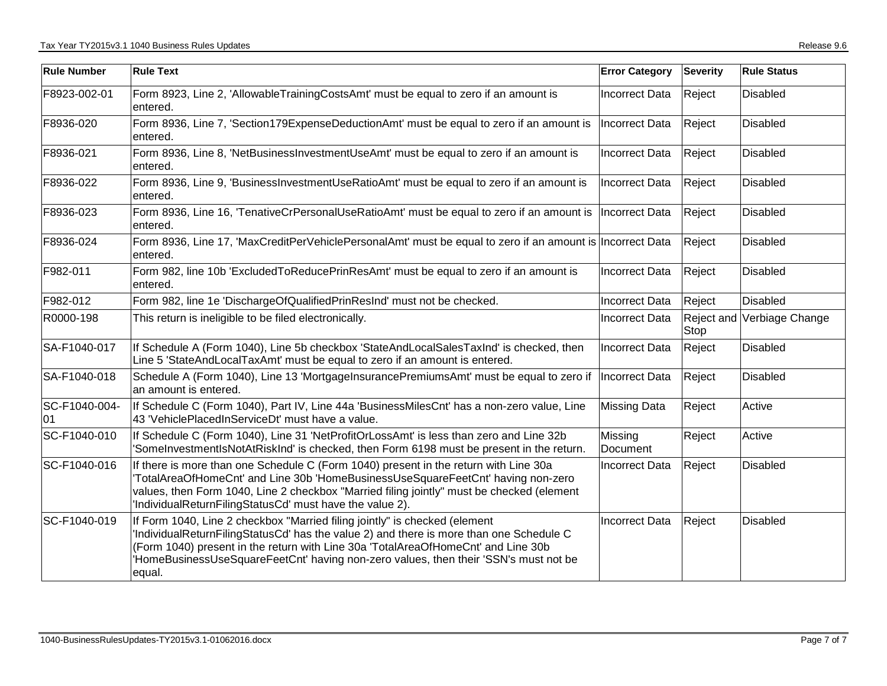| Rule Number | Rule Text | Error Category | Severity | Rule Status |
|---|---|---|---|---|
| F8923-002-01 | Form 8923, Line 2, 'AllowableTrainingCostsAmt' must be equal to zero if an amount is entered. | Incorrect Data | Reject | Disabled |
| F8936-020 | Form 8936, Line 7, 'Section179ExpenseDeductionAmt' must be equal to zero if an amount is entered. | Incorrect Data | Reject | Disabled |
| F8936-021 | Form 8936, Line 8, 'NetBusinessInvestmentUseAmt' must be equal to zero if an amount is entered. | Incorrect Data | Reject | Disabled |
| F8936-022 | Form 8936, Line 9, 'BusinessInvestmentUseRatioAmt' must be equal to zero if an amount is entered. | Incorrect Data | Reject | Disabled |
| F8936-023 | Form 8936, Line 16, 'TenativeCrPersonalUseRatioAmt' must be equal to zero if an amount is entered. | Incorrect Data | Reject | Disabled |
| F8936-024 | Form 8936, Line 17, 'MaxCreditPerVehiclePersonalAmt' must be equal to zero if an amount is entered. | Incorrect Data | Reject | Disabled |
| F982-011 | Form 982, line 10b 'ExcludedToReducePrinResAmt' must be equal to zero if an amount is entered. | Incorrect Data | Reject | Disabled |
| F982-012 | Form 982, line 1e 'DischargeOfQualifiedPrinResInd' must not be checked. | Incorrect Data | Reject | Disabled |
| R0000-198 | This return is ineligible to be filed electronically. | Incorrect Data | Reject and Stop | Verbiage Change |
| SA-F1040-017 | If Schedule A (Form 1040), Line 5b checkbox 'StateAndLocalSalesTaxInd' is checked, then Line 5 'StateAndLocalTaxAmt' must be equal to zero if an amount is entered. | Incorrect Data | Reject | Disabled |
| SA-F1040-018 | Schedule A (Form 1040), Line 13 'MortgageInsurancePremiumsAmt' must be equal to zero if an amount is entered. | Incorrect Data | Reject | Disabled |
| SC-F1040-004-01 | If Schedule C (Form 1040), Part IV, Line 44a 'BusinessMilesCnt' has a non-zero value, Line 43 'VehiclePlacedInServiceDt' must have a value. | Missing Data | Reject | Active |
| SC-F1040-010 | If Schedule C (Form 1040), Line 31 'NetProfitOrLossAmt' is less than zero and Line 32b 'SomeInvestmentIsNotAtRiskInd' is checked, then Form 6198 must be present in the return. | Missing Document | Reject | Active |
| SC-F1040-016 | If there is more than one Schedule C (Form 1040) present in the return with Line 30a 'TotalAreaOfHomeCnt' and Line 30b 'HomeBusinessUseSquareFeetCnt' having non-zero values, then Form 1040, Line 2 checkbox "Married filing jointly" must be checked (element 'IndividualReturnFilingStatusCd' must have the value 2). | Incorrect Data | Reject | Disabled |
| SC-F1040-019 | If Form 1040, Line 2 checkbox "Married filing jointly" is checked (element 'IndividualReturnFilingStatusCd' has the value 2) and there is more than one Schedule C (Form 1040) present in the return with Line 30a 'TotalAreaOfHomeCnt' and Line 30b 'HomeBusinessUseSquareFeetCnt' having non-zero values, then their 'SSN's must not be equal. | Incorrect Data | Reject | Disabled |